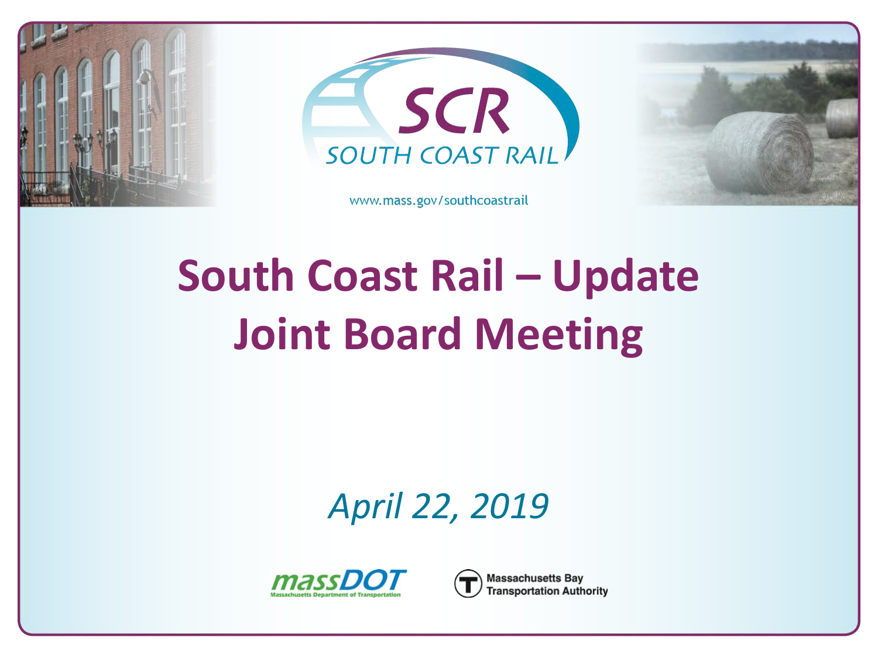SCR
SOUTH COAST RAIL

www.mass.gov/southcoastrail

# South Coast Rail – Update
# Joint Board Meeting

*April 22, 2019*

massDOT
Massachusetts Department of Transportation

Massachusetts Bay Transportation Authority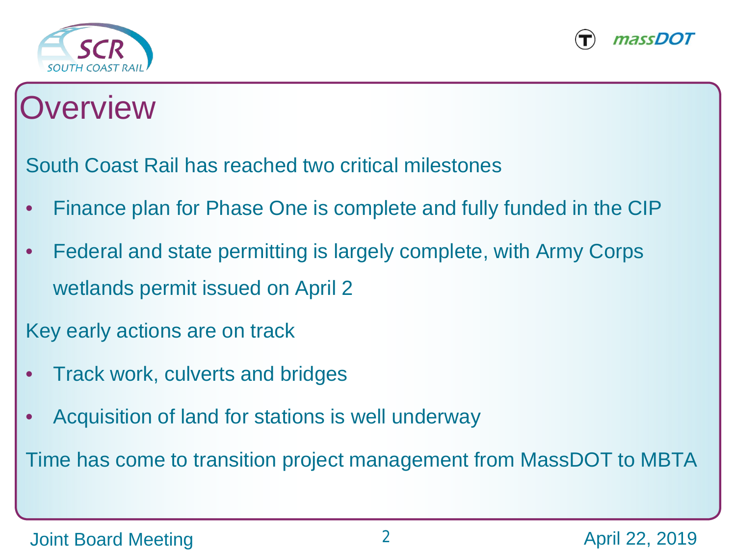# Overview

South Coast Rail has reached two critical milestones

- Finance plan for Phase One is complete and fully funded in the CIP
- Federal and state permitting is largely complete, with Army Corps wetlands permit issued on April 2

Key early actions are on track

- Track work, culverts and bridges
- Acquisition of land for stations is well underway

Time has come to transition project management from MassDOT to MBTA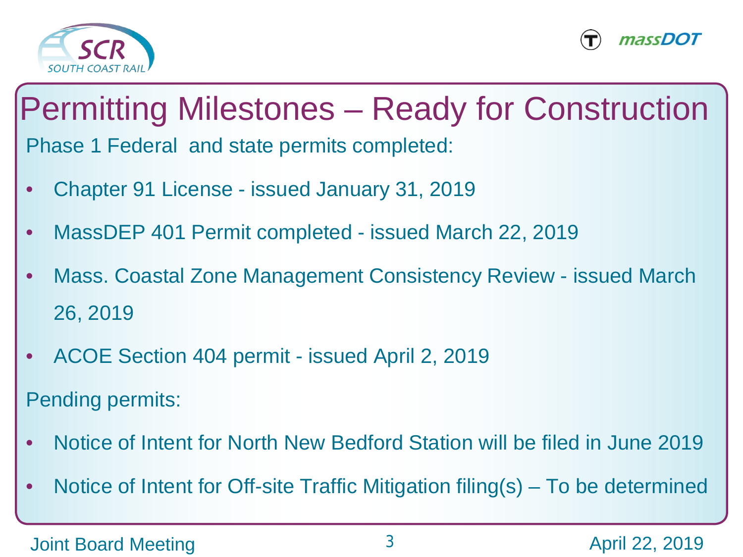# Permitting Milestones – Ready for Construction

Phase 1 Federal and state permits completed:

- Chapter 91 License - issued January 31, 2019
- MassDEP 401 Permit completed - issued March 22, 2019
- Mass. Coastal Zone Management Consistency Review - issued March 26, 2019
- ACOE Section 404 permit - issued April 2, 2019

Pending permits:

- Notice of Intent for North New Bedford Station will be filed in June 2019
- Notice of Intent for Off-site Traffic Mitigation filing(s) – To be determined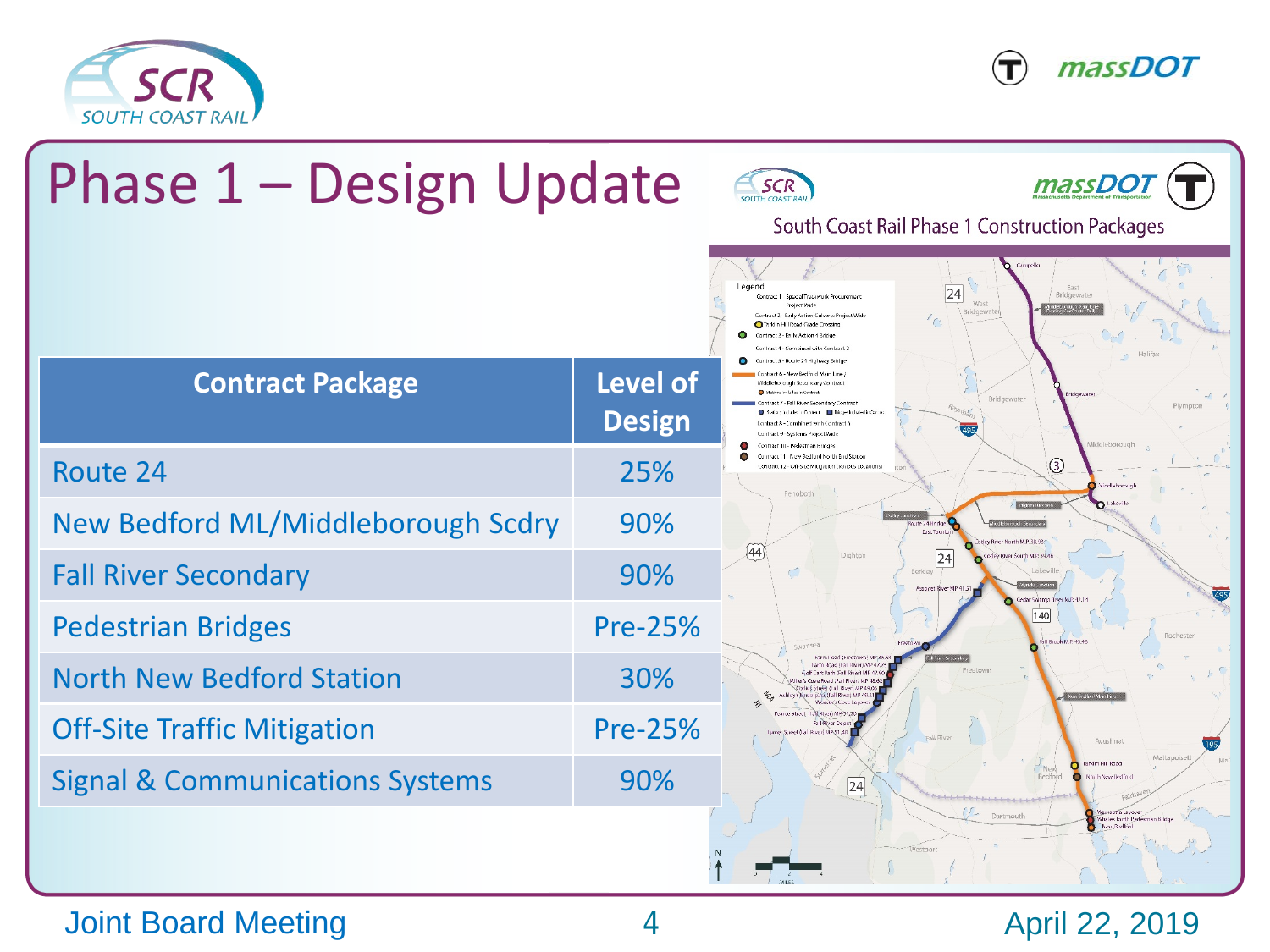# Phase 1 – Design Update

| Contract Package | Level of Design |
| --- | --- |
| Route 24 | 25% |
| New Bedford ML/Middleborough Scdry | 90% |
| Fall River Secondary | 90% |
| Pedestrian Bridges | Pre-25% |
| North New Bedford Station | 30% |
| Off-Site Traffic Mitigation | Pre-25% |
| Signal & Communications Systems | 90% |

South Coast Rail Phase 1 Construction Packages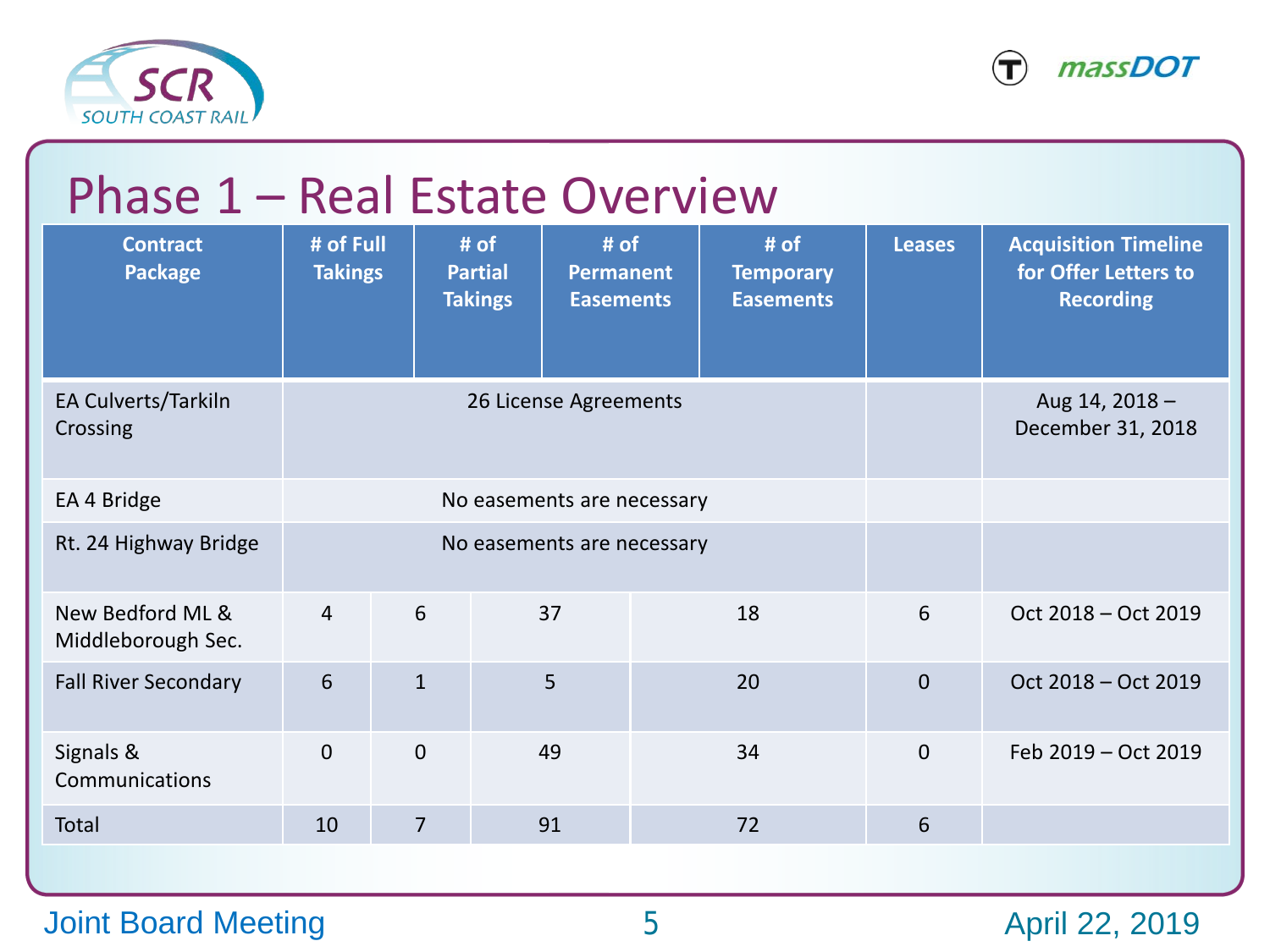# Phase 1 – Real Estate Overview

| Contract Package | # of Full Takings | # of Partial Takings | # of Permanent Easements | # of Temporary Easements | Leases | Acquisition Timeline for Offer Letters to Recording |
|---|---|---|---|---|---|---|
| EA Culverts/Tarkiln Crossing | 26 License Agreements | | | | | Aug 14, 2018 – December 31, 2018 |
| EA 4 Bridge | No easements are necessary | | | | | |
| Rt. 24 Highway Bridge | No easements are necessary | | | | | |
| New Bedford ML & Middleborough Sec. | 4 | 6 | 37 | 18 | 6 | Oct 2018 – Oct 2019 |
| Fall River Secondary | 6 | 1 | 5 | 20 | 0 | Oct 2018 – Oct 2019 |
| Signals & Communications | 0 | 0 | 49 | 34 | 0 | Feb 2019 – Oct 2019 |
| Total | 10 | 7 | 91 | 72 | 6 | |

Joint Board Meeting

April 22, 2019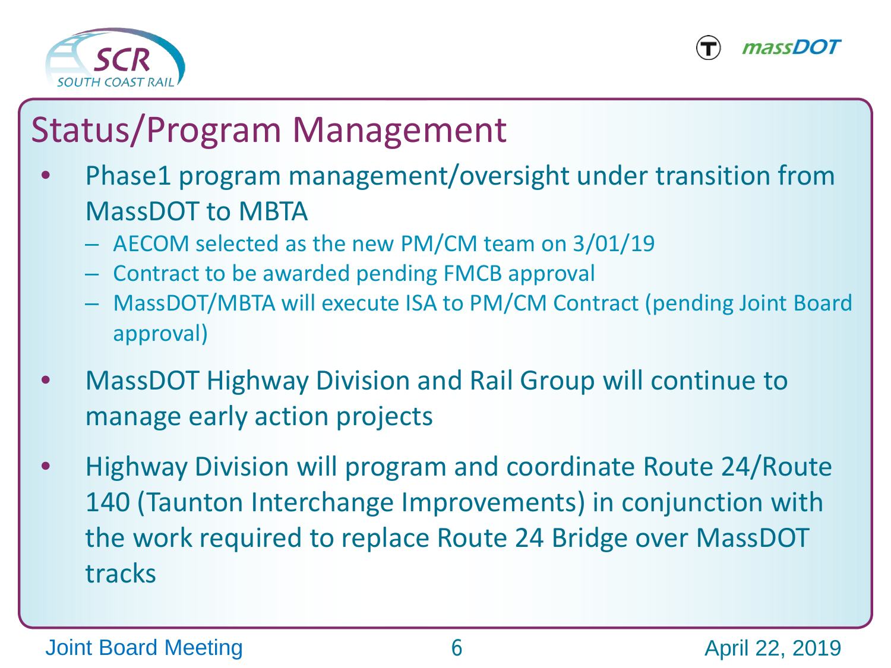# Status/Program Management

- Phase1 program management/oversight under transition from MassDOT to MBTA
  - AECOM selected as the new PM/CM team on 3/01/19
  - Contract to be awarded pending FMCB approval
  - MassDOT/MBTA will execute ISA to PM/CM Contract (pending Joint Board approval)
- MassDOT Highway Division and Rail Group will continue to manage early action projects
- Highway Division will program and coordinate Route 24/Route 140 (Taunton Interchange Improvements) in conjunction with the work required to replace Route 24 Bridge over MassDOT tracks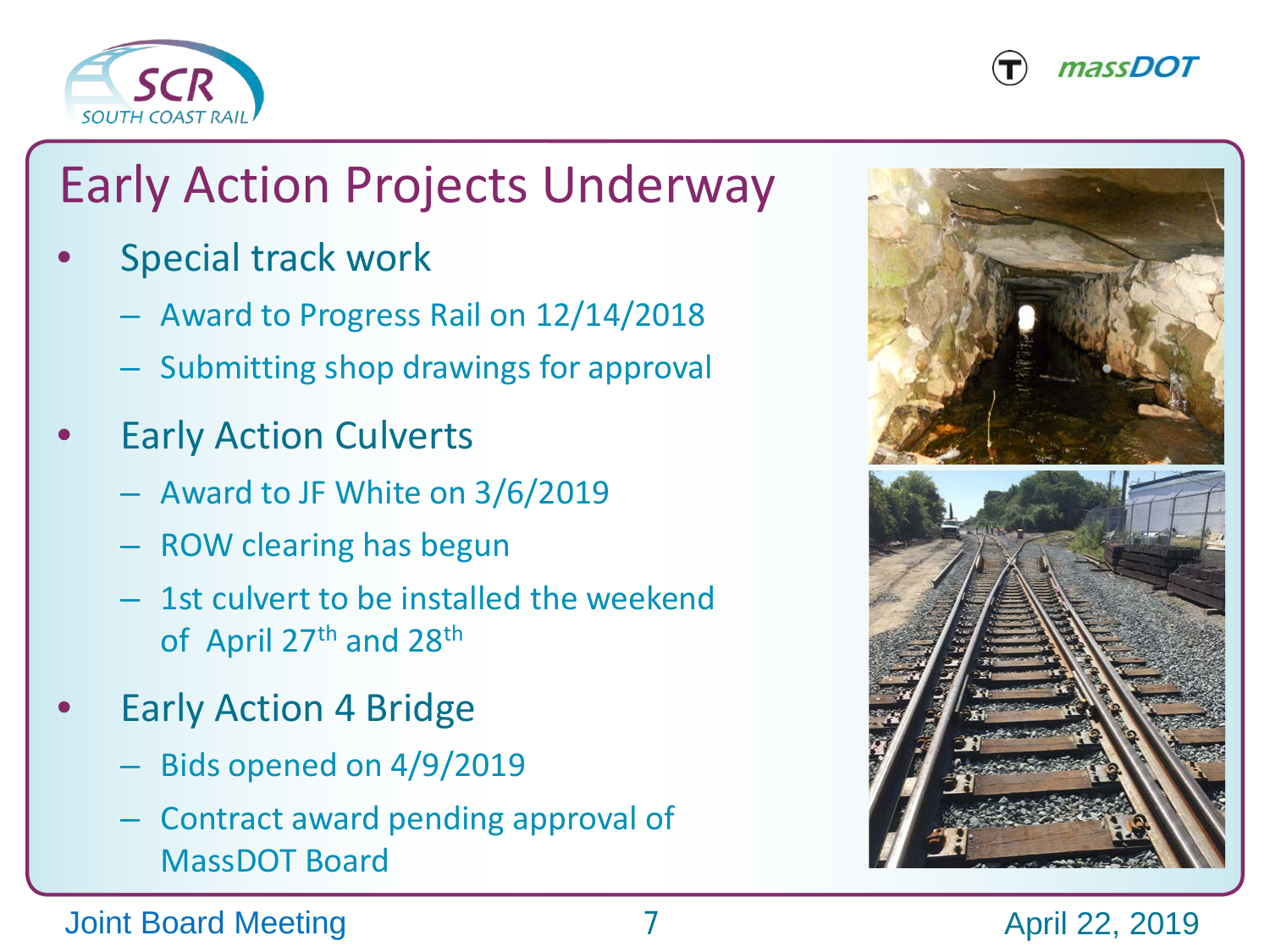# Early Action Projects Underway

- Special track work
  - Award to Progress Rail on 12/14/2018
  - Submitting shop drawings for approval
- Early Action Culverts
  - Award to JF White on 3/6/2019
  - ROW clearing has begun
  - 1st culvert to be installed the weekend of April 27th and 28th
- Early Action 4 Bridge
  - Bids opened on 4/9/2019
  - Contract award pending approval of MassDOT Board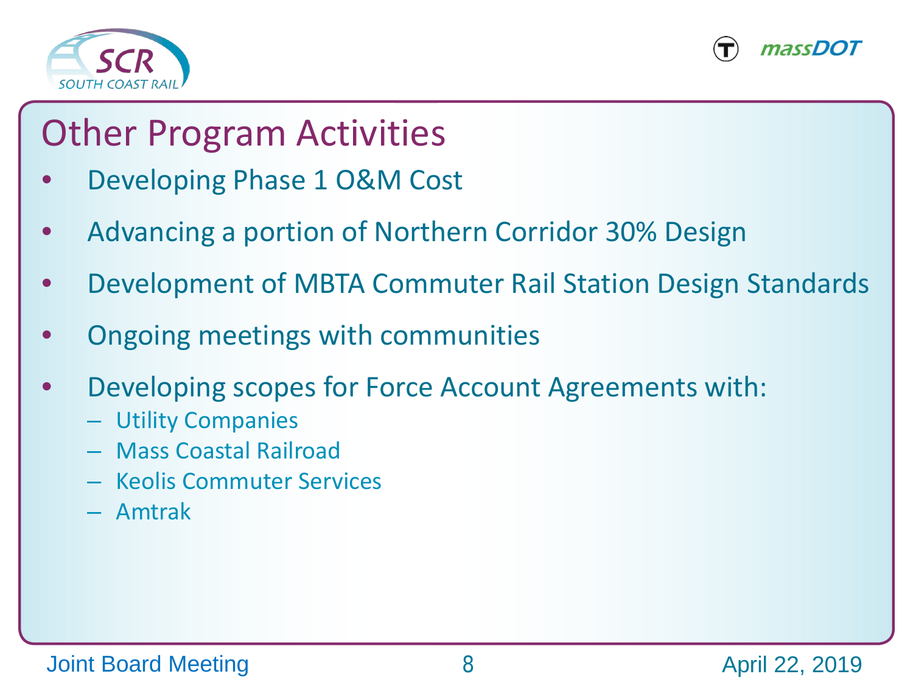# Other Program Activities

- Developing Phase 1 O&M Cost
- Advancing a portion of Northern Corridor 30% Design
- Development of MBTA Commuter Rail Station Design Standards
- Ongoing meetings with communities
- Developing scopes for Force Account Agreements with:
  - Utility Companies
  - Mass Coastal Railroad
  - Keolis Commuter Services
  - Amtrak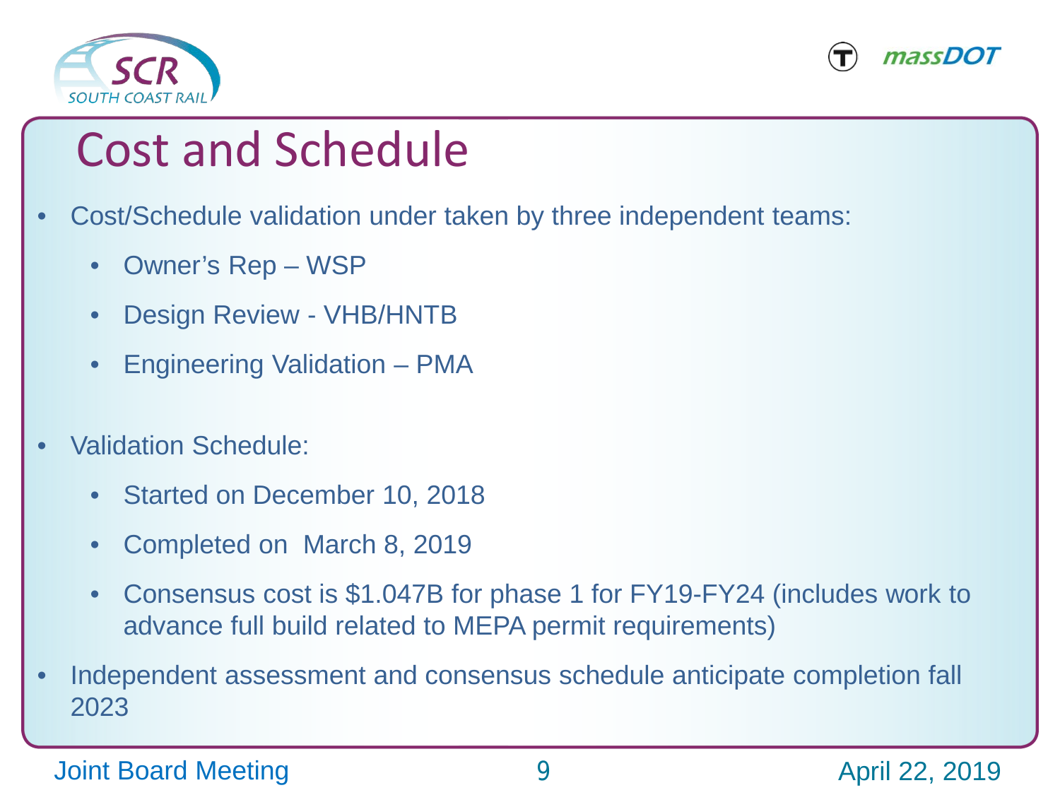# Cost and Schedule

- Cost/Schedule validation under taken by three independent teams:
  - Owner's Rep – WSP
  - Design Review - VHB/HNTB
  - Engineering Validation – PMA

- Validation Schedule:
  - Started on December 10, 2018
  - Completed on March 8, 2019
  - Consensus cost is $1.047B for phase 1 for FY19-FY24 (includes work to advance full build related to MEPA permit requirements)
- Independent assessment and consensus schedule anticipate completion fall 2023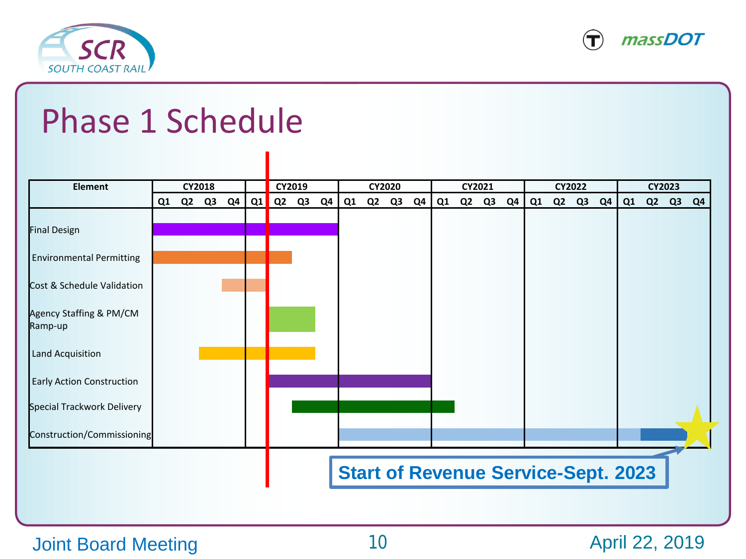# Phase 1 Schedule

| Element | CY2018 | | | | CY2019 | | | | CY2020 | | | | CY2021 | | | | CY2022 | | | | CY2023 | | | |
|---|---|---|---|---|---|---|---|---|---|---|---|---|---|---|---|---|---|---|---|---|---|---|---|---|
| | Q1 | Q2 | Q3 | Q4 | Q1 | Q2 | Q3 | Q4 | Q1 | Q2 | Q3 | Q4 | Q1 | Q2 | Q3 | Q4 | Q1 | Q2 | Q3 | Q4 | Q1 | Q2 | Q3 | Q4 |
| Final Design | ■ | ■ | ■ | ■ | ■ | ■ | ■ | ■ | | | | | | | | | | | | | | | | |
| Environmental Permitting | ■ | ■ | ■ | ■ | ■ | ■ | | | | | | | | | | | | | | | | | | |
| Cost & Schedule Validation | | | | ■ | ■ | | | | | | | | | | | | | | | | | | | |
| Agency Staffing & PM/CM Ramp-up | | | | | | ■ | ■ | | | | | | | | | | | | | | | | | |
| Land Acquisition | | | ■ | ■ | ■ | ■ | ■ | | | | | | | | | | | | | | | | | |
| Early Action Construction | | | | | | ■ | ■ | ■ | ■ | ■ | ■ | ■ | | | | | | | | | | | | |
| Special Trackwork Delivery | | | | | | | ■ | ■ | ■ | ■ | ■ | ■ | ■ | | | | | | | | | | | |
| Construction/Commissioning | | | | | | | | | ■ | ■ | ■ | ■ | ■ | ■ | ■ | ■ | ■ | ■ | ■ | ■ | ■ | ■ | ■ | ★ |

**Start of Revenue Service-Sept. 2023**

Joint Board Meeting

April 22, 2019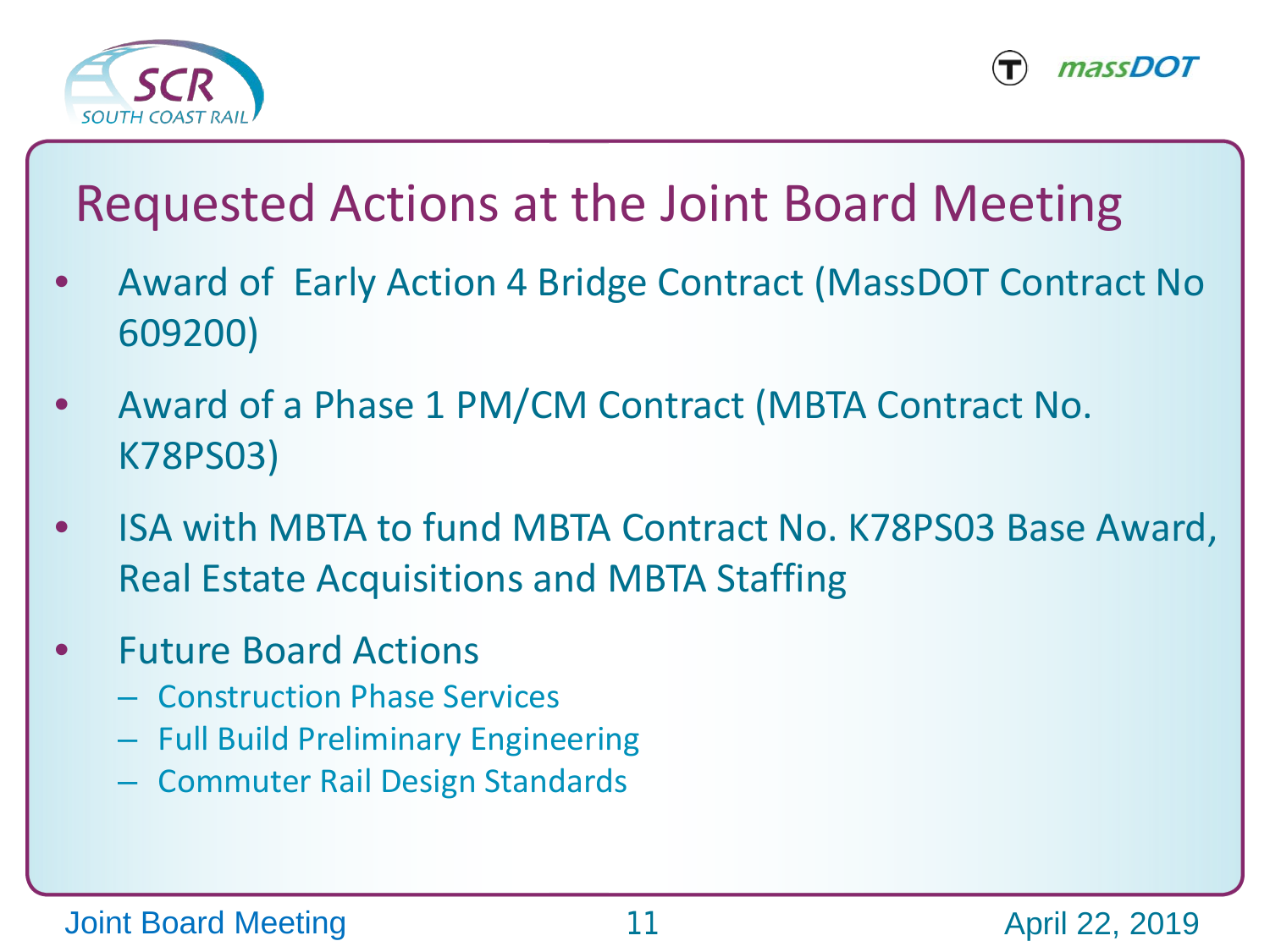# Requested Actions at the Joint Board Meeting

- Award of Early Action 4 Bridge Contract (MassDOT Contract No 609200)
- Award of a Phase 1 PM/CM Contract (MBTA Contract No. K78PS03)
- ISA with MBTA to fund MBTA Contract No. K78PS03 Base Award, Real Estate Acquisitions and MBTA Staffing
- Future Board Actions
  - Construction Phase Services
  - Full Build Preliminary Engineering
  - Commuter Rail Design Standards